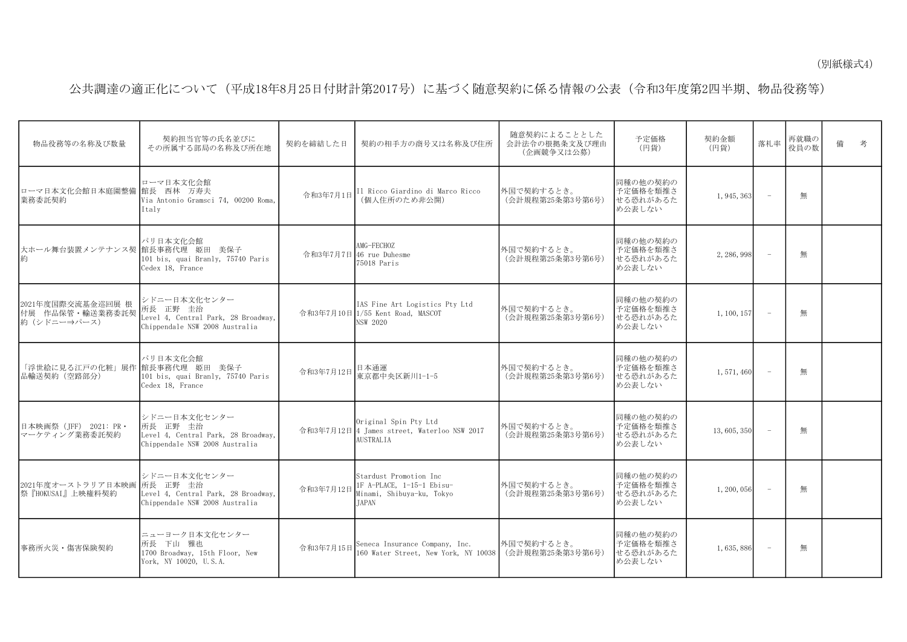（別紙様式4）

# 公共調達の適正化について（平成18年8月25日付財計第2017号）に基づく随意契約に係る情報の公表（令和3年度第2四半期、物品役務等）

| 物品役務等の名称及び数量 | 契約担当官等の氏名並びにその所属する部局の名称及び所在地 | 契約を締結した日 | 契約の相手方の商号又は名称及び住所 | 随意契約によることとした会計法令の根拠条文及び理由（企画競争又は公募） | 予定価格（円貨） | 契約金額（円貨） | 落札率 | 再就職の役員の数 | 備　考 |
|---|---|---|---|---|---|---|---|---|---|
| ローマ日本文化会館日本庭園整備業務委託契約 | ローマ日本文化会館<br>館長　西林　万寿夫<br>Via Antonio Gramsci 74, 00200 Roma, Italy | 令和3年7月1日 | Il Ricco Giardino di Marco Ricco<br>（個人住所のため非公開） | 外国で契約するとき。<br>（会計規程第25条第3号第6号） | 同種の他の契約の予定価格を類推させる恐れがあるため公表しない | 1,945,363 | － | 無 | |
| 大ホール舞台装置メンテナンス契約 | パリ日本文化会館<br>館長事務代理　姫田　美保子<br>101 bis, quai Branly, 75740 Paris Cedex 18, France | 令和3年7月7日 | AMG-FECHOZ<br>46 rue Duhesme<br>75018 Paris | 外国で契約するとき。<br>（会計規程第25条第3号第6号） | 同種の他の契約の予定価格を類推させる恐れがあるため公表しない | 2,286,998 | － | 無 | |
| 2021年度国際交流基金巡回展 根付展　作品保管・輸送業務委託契約（シドニー⇒パース） | シドニー日本文化センター<br>所長　正野　圭治<br>Level 4, Central Park, 28 Broadway, Chippendale NSW 2008 Australia | 令和3年7月10日 | IAS Fine Art Logistics Pty Ltd<br>1/55 Kent Road, MASCOT<br>NSW 2020 | 外国で契約するとき。<br>（会計規程第25条第3号第6号） | 同種の他の契約の予定価格を類推させる恐れがあるため公表しない | 1,100,157 | － | 無 | |
| 「浮世絵に見る江戸の化粧」展作品輸送契約（空路部分） | パリ日本文化会館<br>館長事務代理　姫田　美保子<br>101 bis, quai Branly, 75740 Paris Cedex 18, France | 令和3年7月12日 | 日本通運<br>東京都中央区新川1-1-5 | 外国で契約するとき。<br>（会計規程第25条第3号第6号） | 同種の他の契約の予定価格を類推させる恐れがあるため公表しない | 1,571,460 | － | 無 | |
| 日本映画祭（JFF） 2021：PR・マーケティング業務委託契約 | シドニー日本文化センター<br>所長　正野　圭治<br>Level 4, Central Park, 28 Broadway, Chippendale NSW 2008 Australia | 令和3年7月12日 | Original Spin Pty Ltd<br>4 James street, Waterloo NSW 2017 AUSTRALIA | 外国で契約するとき。<br>（会計規程第25条第3号第6号） | 同種の他の契約の予定価格を類推させる恐れがあるため公表しない | 13,605,350 | － | 無 | |
| 2021年度オーストラリア日本映画祭『HOKUSAI』上映権料契約 | シドニー日本文化センター<br>所長　正野　圭治<br>Level 4, Central Park, 28 Broadway, Chippendale NSW 2008 Australia | 令和3年7月12日 | Stardust Promotion Inc<br>1F A-PLACE, 1-15-1 Ebisu-Minami, Shibuya-ku, Tokyo<br>JAPAN | 外国で契約するとき。<br>（会計規程第25条第3号第6号） | 同種の他の契約の予定価格を類推させる恐れがあるため公表しない | 1,200,056 | － | 無 | |
| 事務所火災・傷害保険契約 | ニューヨーク日本文化センター<br>所長　下山　雅也<br>1700 Broadway, 15th Floor, New York, NY 10020, U.S.A. | 令和3年7月15日 | Seneca Insurance Company, Inc.<br>160 Water Street, New York, NY 10038 | 外国で契約するとき。<br>（会計規程第25条第3号第6号） | 同種の他の契約の予定価格を類推させる恐れがあるため公表しない | 1,635,886 | － | 無 | |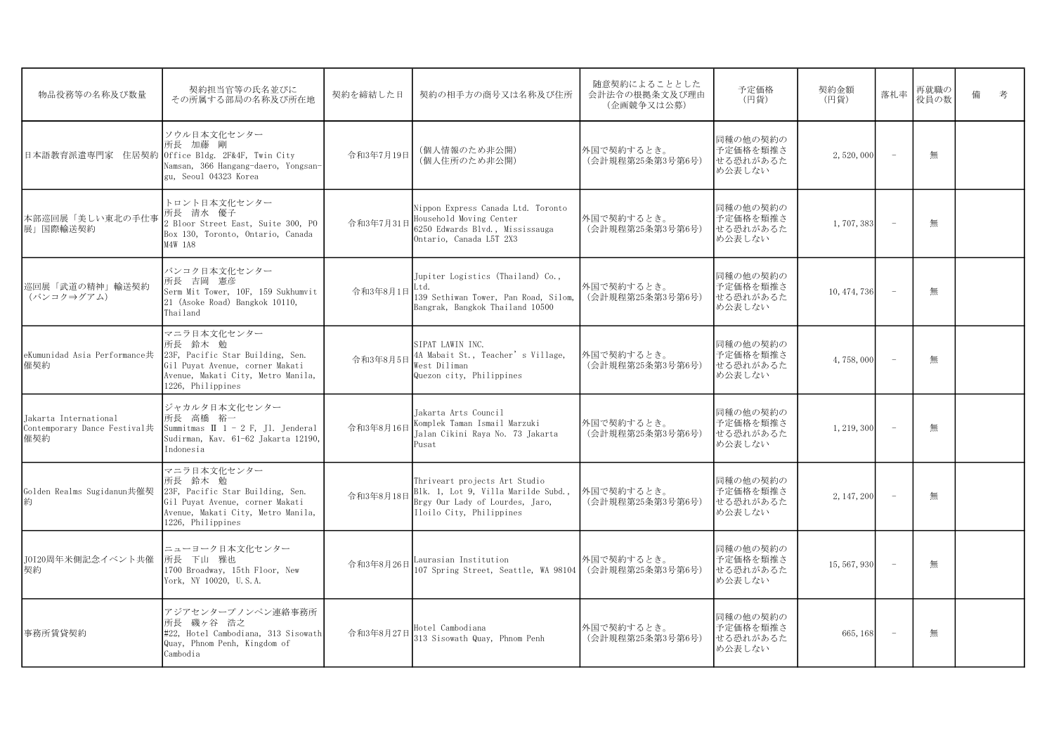| 物品役務等の名称及び数量 | 契約担当官等の氏名並びにその所属する部局の名称及び所在地 | 契約を締結した日 | 契約の相手方の商号又は名称及び住所 | 随意契約によることとした会計法令の根拠条文及び理由（企画競争又は公募） | 予定価格（円貨） | 契約金額（円貨） | 落札率 | 再就職の役員の数 | 備　考 |
|---|---|---|---|---|---|---|---|---|---|
| 日本語教育派遣専門家　住居契約 | ソウル日本文化センター<br>所長　加藤　剛<br>Office Bldg. 2F&4F, Twin City Namsan, 366 Hangang-daero, Yongsan-gu, Seoul 04323 Korea | 令和3年7月19日 | (個人情報のため非公開)<br>(個人住所のため非公開) | 外国で契約するとき。<br>（会計規程第25条第3号第6号） | 同種の他の契約の予定価格を類推させる恐れがあるため公表しない | 2,520,000 | － | 無 | |
| 本部巡回展「美しい東北の手仕事展」国際輸送契約 | トロント日本文化センター<br>所長　清水　優子<br>2 Bloor Street East, Suite 300, PO Box 130, Toronto, Ontario, Canada M4W 1A8 | 令和3年7月31日 | Nippon Express Canada Ltd. Toronto Household Moving Center<br>6250 Edwards Blvd., Mississauga Ontario, Canada L5T 2X3 | 外国で契約するとき。<br>（会計規程第25条第3号第6号） | 同種の他の契約の予定価格を類推させる恐れがあるため公表しない | 1,707,383 | － | 無 | |
| 巡回展「武道の精神」輸送契約（バンコク⇒グアム） | バンコク日本文化センター<br>所長　吉岡　憲彦<br>Serm Mit Tower, 10F, 159 Sukhumvit 21 (Asoke Road) Bangkok 10110, Thailand | 令和3年8月1日 | Jupiter Logistics (Thailand) Co., Ltd.<br>139 Sethiwan Tower, Pan Road, Silom, Bangrak, Bangkok Thailand 10500 | 外国で契約するとき。<br>（会計規程第25条第3号第6号） | 同種の他の契約の予定価格を類推させる恐れがあるため公表しない | 10,474,736 | － | 無 | |
| eKumunidad Asia Performance共催契約 | マニラ日本文化センター<br>所長　鈴木　勉<br>23F, Pacific Star Building, Sen. Gil Puyat Avenue, corner Makati Avenue, Makati City, Metro Manila, 1226, Philippines | 令和3年8月5日 | SIPAT LAWIN INC.<br>4A Mabait St., Teacher's Village, West Diliman<br>Quezon city, Philippines | 外国で契約するとき。<br>（会計規程第25条第3号第6号） | 同種の他の契約の予定価格を類推させる恐れがあるため公表しない | 4,758,000 | － | 無 | |
| Jakarta International Contemporary Dance Festival共催契約 | ジャカルタ日本文化センター<br>所長　高橋　裕一<br>Summitmas Ⅱ 1－2 F, Jl. Jenderal Sudirman, Kav. 61-62 Jakarta 12190, Indonesia | 令和3年8月16日 | Jakarta Arts Council<br>Komplek Taman Ismail Marzuki<br>Jalan Cikini Raya No. 73 Jakarta Pusat | 外国で契約するとき。<br>（会計規程第25条第3号第6号） | 同種の他の契約の予定価格を類推させる恐れがあるため公表しない | 1,219,300 | － | 無 | |
| Golden Realms Sugidanun共催契約 | マニラ日本文化センター<br>所長　鈴木　勉<br>23F, Pacific Star Building, Sen. Gil Puyat Avenue, corner Makati Avenue, Makati City, Metro Manila, 1226, Philippines | 令和3年8月18日 | Thriveart projects Art Studio<br>Blk. 1, Lot 9, Villa Marilde Subd., Brgy Our Lady of Lourdes, Jaro, Iloilo City, Philippines | 外国で契約するとき。<br>（会計規程第25条第3号第6号） | 同種の他の契約の予定価格を類推させる恐れがあるため公表しない | 2,147,200 | － | 無 | |
| JOI20周年米側記念イベント共催契約 | ニューヨーク日本文化センター<br>所長　下山　雅也<br>1700 Broadway, 15th Floor, New York, NY 10020, U.S.A. | 令和3年8月26日 | Laurasian Institution<br>107 Spring Street, Seattle, WA 98104 | 外国で契約するとき。<br>（会計規程第25条第3号第6号） | 同種の他の契約の予定価格を類推させる恐れがあるため公表しない | 15,567,930 | － | 無 | |
| 事務所賃貸契約 | アジアセンタープノンペン連絡事務所<br>所長　礒ヶ谷　浩之<br>#22, Hotel Cambodiana, 313 Sisowath Quay, Phnom Penh, Kingdom of Cambodia | 令和3年8月27日 | Hotel Cambodiana<br>313 Sisowath Quay, Phnom Penh | 外国で契約するとき。<br>（会計規程第25条第3号第6号） | 同種の他の契約の予定価格を類推させる恐れがあるため公表しない | 665,168 | － | 無 | |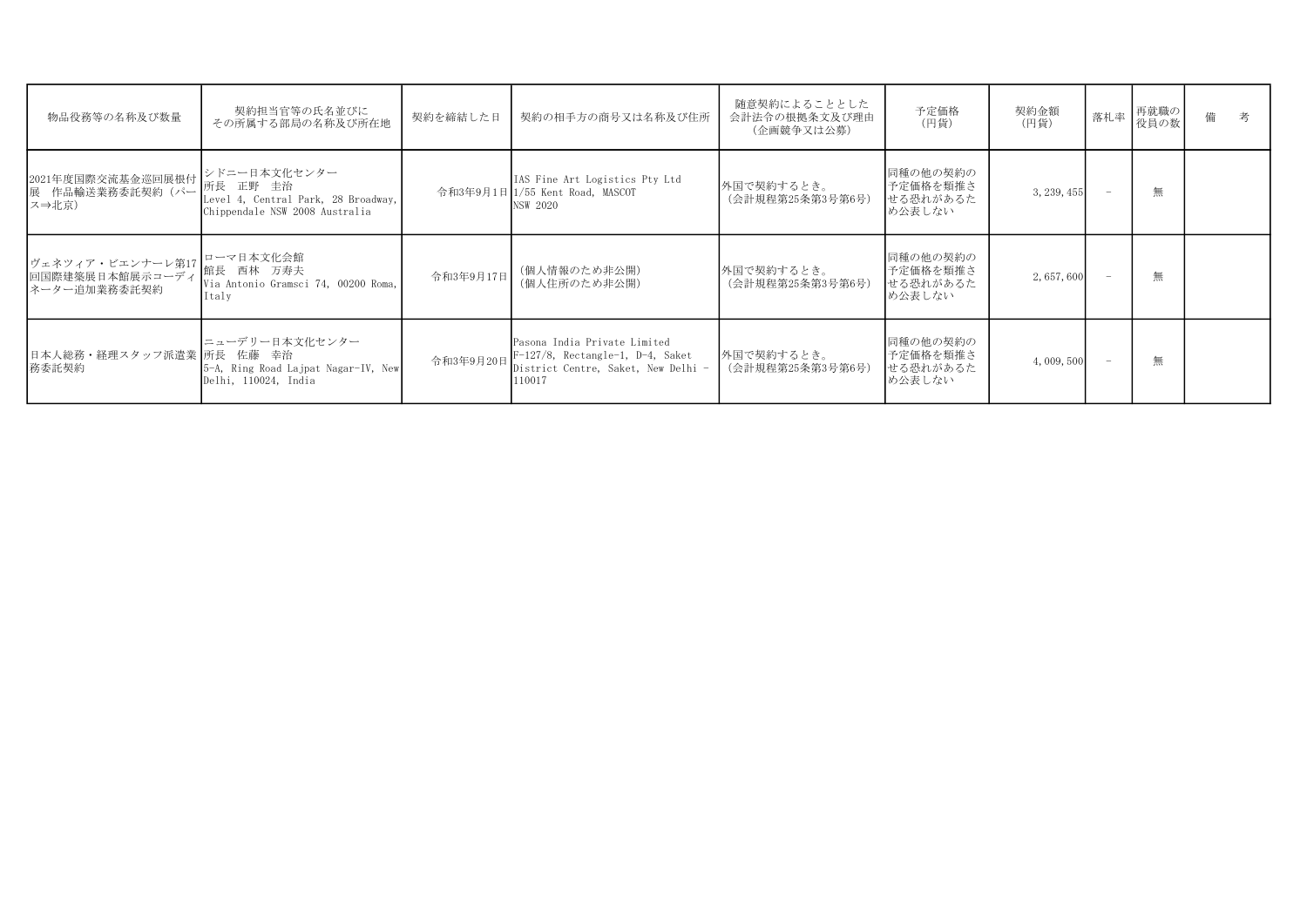| 物品役務等の名称及び数量 | 契約担当官等の氏名並びにその所属する部局の名称及び所在地 | 契約を締結した日 | 契約の相手方の商号又は名称及び住所 | 随意契約によることとした会計法令の根拠条文及び理由（企画競争又は公募） | 予定価格（円貨） | 契約金額（円貨） | 落札率 | 再就職の役員の数 | 備　考 |
|---|---|---|---|---|---|---|---|---|---|
| 2021年度国際交流基金巡回展根付展　作品輸送業務委託契約（パース⇒北京） | シドニー日本文化センター<br>所長　正野　圭治<br>Level 4, Central Park, 28 Broadway, Chippendale NSW 2008 Australia | 令和3年9月1日 | IAS Fine Art Logistics Pty Ltd<br>1/55 Kent Road, MASCOT<br>NSW 2020 | 外国で契約するとき。<br>（会計規程第25条第3号第6号） | 同種の他の契約の予定価格を類推させる恐れがあるため公表しない | 3,239,455 | - | 無 | |
| ヴェネツィア・ビエンナーレ第17回国際建築展日本館展示コーディネーター追加業務委託契約 | ローマ日本文化会館<br>館長　西林　万寿夫<br>Via Antonio Gramsci 74, 00200 Roma, Italy | 令和3年9月17日 | （個人情報のため非公開）<br>（個人住所のため非公開） | 外国で契約するとき。<br>（会計規程第25条第3号第6号） | 同種の他の契約の予定価格を類推させる恐れがあるため公表しない | 2,657,600 | - | 無 | |
| 日本人総務・経理スタッフ派遣業務委託契約 | ニューデリー日本文化センター<br>所長　佐藤　幸治<br>5-A, Ring Road Lajpat Nagar-IV, New Delhi, 110024, India | 令和3年9月20日 | Pasona India Private Limited<br>F-127/8, Rectangle-1, D-4, Saket District Centre, Saket, New Delhi - 110017 | 外国で契約するとき。<br>（会計規程第25条第3号第6号） | 同種の他の契約の予定価格を類推させる恐れがあるため公表しない | 4,009,500 | - | 無 | |